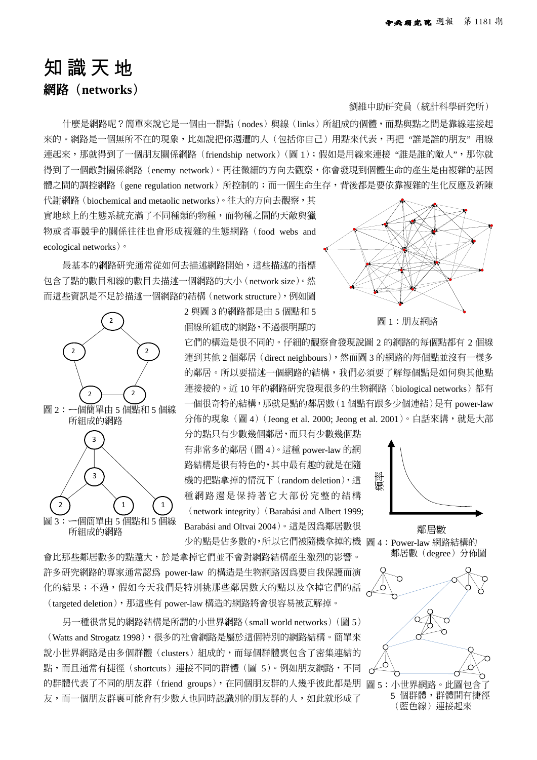# 知識天地

## 網路（networks）

劉維中助研究員（統計科學研究所）

什麼是網路呢？簡單來說它是一個由一群點（nodes）與線（links）所組成的個體，而點與點之間是靠線連接起來的。網路是一個無所不在的現象，比如說把你週遭的人（包括你自己）用點來代表，再把“誰是誰的朋友”用線連起來，那就得到了一個朋友關係網路（friendship network）（圖 1）；假如是用線來連接“誰是誰的敵人”，那你就得到了一個敵對關係網路（enemy network）。再往微細的方向去觀察，你會發現到個體生命的產生是由複雜的基因體之間的調控網路（gene regulation network）所控制的；而一個生命生存，背後都是要依靠複雜的生化反應及新陳代謝網路（biochemical and metaolic networks）。往大的方向去觀察，其實地球上的生態系統充滿了不同種類的物種，而物種之間的天敵與獵物或者事競爭的關係往往也會形成複雜的生態網路（food webs and ecological networks）。

圖 1：朋友網路

最基本的網路研究通常從如何去描述網路開始，這些描述的指標包含了點的數目和線的數目去描述一個網路的大小（network size）。然而這些資訊是不足於描述一個網路的結構（network structure），例如圖 2 與圖 3 的網路都是由 5 個點和 5 個線所組成的網路，不過很明顯的它們的構造是很不同的。仔細的觀察會發現說圖 2 的網路的每個點都有 2 個線連到其他 2 個鄰居（direct neighbours），然而圖 3 的網路的每個點並沒有一樣多的鄰居。所以要描述一個網路的結構，我們必須要了解每個點是如何與其他點連接接的。近 10 年的網路研究發現很多的生物網路（biological networks）都有一個很奇特的結構，那就是點的鄰居數（1 個點有跟多少個連結）是有 power-law 分佈的現象（圖 4）（Jeong et al. 2000; Jeong et al. 2001）。白話來講，就是大部分的點只有少數幾個鄰居，而只有少數幾個點有非常多的鄰居（圖 4）。這種 power-law 的網路結構是很有特色的，其中最有趣的就是在隨機的把點拿掉的情況下（random deletion），這種網路還是保持著它大部份完整的結構（network integrity）（Barabási and Albert 1999; Barabási and Oltvai 2004）。這是因爲鄰居數很少的點是佔多數的，所以它們被隨機拿掉的機會比那些鄰居數多的點還大，於是拿掉它們並不會對網路結構產生激烈的影響。許多研究網路的專家通常認爲 power-law 的構造是生物網路因爲要自我保護而演化的結果；不過，假如今天我們是特別挑那些鄰居數大的點以及拿掉它們的話（targeted deletion），那這些有 power-law 構造的網路將會很容易被瓦解掉。

圖 2：一個簡單由 5 個點和 5 個線所組成的網路

圖 3：一個簡單由 5 個點和 5 個線所組成的網路

圖 4：Power-law 網路結構的鄰居數（degree）分佈圖

另一種很常見的網路結構是所謂的小世界網路（small world networks）（圖 5）（Watts and Strogatz 1998），很多的社會網路是屬於這個特別的網路結構。簡單來說小世界網路是由多個群體（clusters）組成的，而每個群體裏包含了密集連結的點，而且通常有捷徑（shortcuts）連接不同的群體（圖 5）。例如朋友網路，不同的群體代表了不同的朋友群（friend groups），在同個朋友群的人幾乎彼此都是朋友，而一個朋友群裏可能會有少數人也同時認識別的朋友群的人，如此就形成了

圖 5：小世界網路。此圖包含了 5 個群體，群體間有捷徑（藍色線）連接起來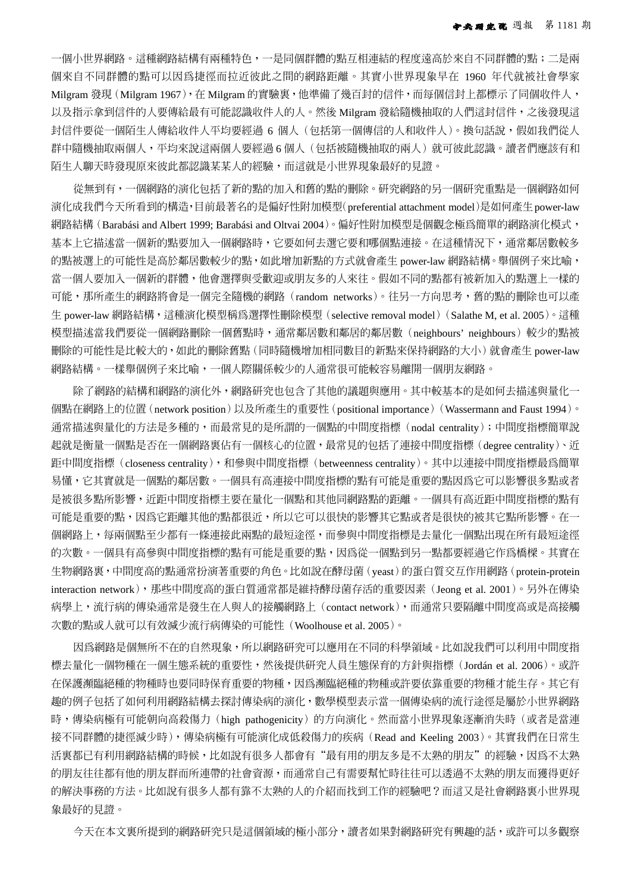一個小世界網路。這種網路結構有兩種特色，一是同個群體的點互相連結的程度遠高於來自不同群體的點；二是兩個來自不同群體的點可以因爲捷徑而拉近彼此之間的網路距離。其實小世界現象早在 1960 年代就被社會學家 Milgram 發現（Milgram 1967），在 Milgram 的實驗裏，他準備了幾百封的信件，而每個信封上都標示了同個收件人，以及指示拿到信件的人要傳給最有可能認識收件人的人。然後 Milgram 發給隨機抽取的人們這封信件，之後發現這封信件要從一個陌生人傳給收件人平均要經過 6 個人（包括第一個傳信的人和收件人）。換句話說，假如我們從人群中隨機抽取兩個人，平均來說這兩個人要經過 6 個人（包括被隨機抽取的兩人）就可彼此認識。讀者們應該有和陌生人聊天時發現原來彼此都認識某某人的經驗，而這就是小世界現象最好的見證。

從無到有，一個網路的演化包括了新的點的加入和舊的點的刪除。研究網路的另一個研究重點是一個網路如何演化成我們今天所看到的構造，目前最著名的是偏好性附加模型（preferential attachment model）是如何產生 power-law 網路結構（Barabási and Albert 1999; Barabási and Oltvai 2004）。偏好性附加模型是個觀念極爲簡單的網路演化模式，基本上它描述當一個新的點要加入一個網路時，它要如何去選它要和哪個點連接。在這種情況下，通常鄰居數較多的點被選上的可能性是高於鄰居數較少的點，如此增加新點的方式就會產生 power-law 網路結構。舉個例子來比喻，當一個人要加入一個新的群體，他會選擇與受歡迎或朋友多的人來往。假如不同的點都有被新加入的點選上一樣的可能，那所產生的網路將會是一個完全隨機的網路（random networks）。往另一方向思考，舊的點的刪除也可以產生 power-law 網路結構，這種演化模型稱爲選擇性刪除模型（selective removal model）（Salathe M, et al. 2005）。這種模型描述當我們要從一個網路刪除一個舊點時，通常鄰居數和鄰居的鄰居數（neighbours' neighbours）較少的點被刪除的可能性是比較大的，如此的刪除舊點（同時隨機增加相同數目的新點來保持網路的大小）就會產生 power-law 網路結構。一樣舉個例子來比喻，一個人際關係較少的人通常很可能較容易離開一個朋友網路。

除了網路的結構和網路的演化外，網路研究也包含了其他的議題與應用。其中較基本的是如何去描述與量化一個點在網路上的位置（network position）以及所產生的重要性（positional importance）（Wassermann and Faust 1994）。通常描述與量化的方法是多種的，而最常見的是所謂的一個點的中間度指標（nodal centrality）；中間度指標簡單說起就是衡量一個點是否在一個網路裏佔有一個核心的位置，最常見的包括了連接中間度指標（degree centrality）、近距中間度指標（closeness centrality），和參與中間度指標（betweenness centrality）。其中以連接中間度指標最爲簡單易懂，它其實就是一個點的鄰居數。一個具有高連接中間度指標的點有可能是重要的點因爲它可以影響很多點或者是被很多點所影響，近距中間度指標主要在量化一個點和其他同網路點的距離。一個具有高近距中間度指標的點有可能是重要的點，因爲它距離其他的點都很近，所以它可以很快的影響其它點或者是很快的被其它點所影響。在一個網路上，每兩個點至少都有一條連接此兩點的最短途徑，而參與中間度指標是去量化一個點出現在所有最短途徑的次數。一個具有高參與中間度指標的點有可能是重要的點，因爲從一個點到另一點都要經過它作爲橋樑。其實在生物網路裏，中間度高的點通常扮演著重要的角色。比如說在酵母菌（yeast）的蛋白質交互作用網路（protein-protein interaction network），那些中間度高的蛋白質通常都是維持酵母菌存活的重要因素（Jeong et al. 2001）。另外在傳染病學上，流行病的傳染通常是發生在人與人的接觸網路上（contact network），而通常只要隔離中間度高或是高接觸次數的點或人就可以有效減少流行病傳染的可能性（Woolhouse et al. 2005）。

因爲網路是個無所不在的自然現象，所以網路研究可以應用在不同的科學領域。比如說我們可以利用中間度指標去量化一個物種在一個生態系統的重要性，然後提供研究人員生態保育的方針與指標（Jordán et al. 2006）。或許在保護瀕臨絕種的物種時也要同時保育重要的物種，因爲瀕臨絕種的物種或許要依靠重要的物種才能生存。其它有趣的例子包括了如何利用網路結構去探討傳染病的演化，數學模型表示當一個傳染病的流行途徑是屬於小世界網路時，傳染病極有可能朝向高殺傷力（high pathogenicity）的方向演化。然而當小世界現象逐漸消失時（或者是當連接不同群體的捷徑減少時），傳染病極有可能演化成低殺傷力的疾病（Read and Keeling 2003）。其實我們在日常生活裏都已有利用網路結構的時候，比如說有很多人都會有"最有用的朋友多是不太熟的朋友"的經驗，因爲不太熟的朋友往往都有他的朋友群而所連帶的社會資源，而通常自己有需要幫忙時往往可以透過不太熟的朋友而獲得更好的解決事務的方法。比如說有很多人都有靠不太熟的人的介紹而找到工作的經驗吧？而這又是社會網路裏小世界現象最好的見證。

今天在本文裏所提到的網路研究只是這個領域的極小部分，讀者如果對網路研究有興趣的話，或許可以多觀察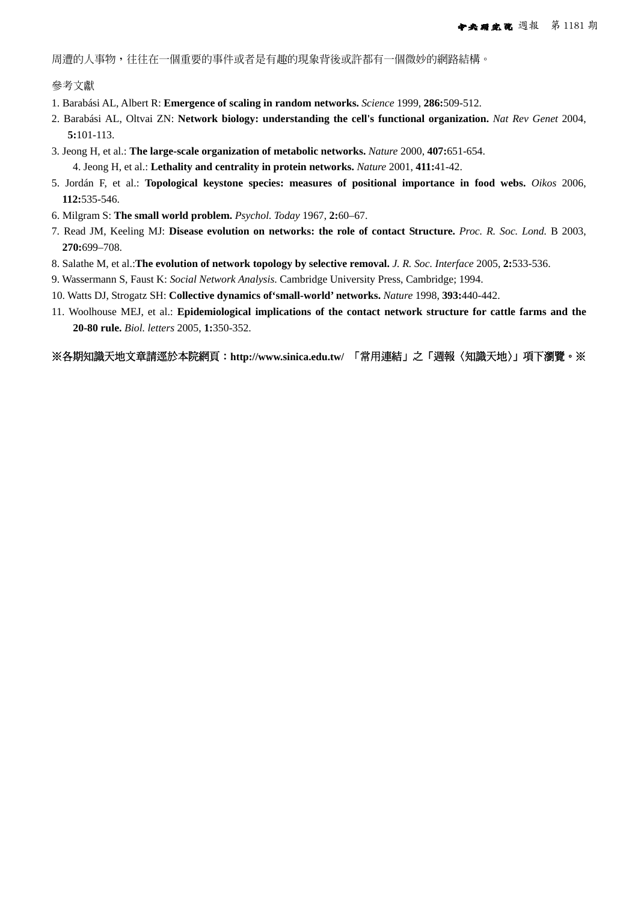周遭的人事物，往往在一個重要的事件或者是有趣的現象背後或許都有一個微妙的網路結構。

參考文獻

1. Barabási AL, Albert R: **Emergence of scaling in random networks.** *Science* 1999, **286:**509-512.
2. Barabási AL, Oltvai ZN: **Network biology: understanding the cell's functional organization.** *Nat Rev Genet* 2004, **5:**101-113.
3. Jeong H, et al.: **The large-scale organization of metabolic networks.** *Nature* 2000, **407:**651-654.
4. Jeong H, et al.: **Lethality and centrality in protein networks.** *Nature* 2001, **411:**41-42.
5. Jordán F, et al.: **Topological keystone species: measures of positional importance in food webs.** *Oikos* 2006, **112:**535-546.
6. Milgram S: **The small world problem.** *Psychol. Today* 1967, **2:**60–67.
7. Read JM, Keeling MJ: **Disease evolution on networks: the role of contact Structure.** *Proc. R. Soc. Lond.* B 2003, **270:**699–708.
8. Salathe M, et al.:**The evolution of network topology by selective removal.** *J. R. Soc. Interface* 2005, **2:**533-536.
9. Wassermann S, Faust K: *Social Network Analysis*. Cambridge University Press, Cambridge; 1994.
10. Watts DJ, Strogatz SH: **Collective dynamics of'small-world' networks.** *Nature* 1998, **393:**440-442.
11. Woolhouse MEJ, et al.: **Epidemiological implications of the contact network structure for cattle farms and the 20-80 rule.** *Biol. letters* 2005, **1:**350-352.

**※各期知識天地文章請逕於本院網頁：http://www.sinica.edu.tw/ 「常用連結」之「週報〈知識天地〉」項下瀏覽。※**